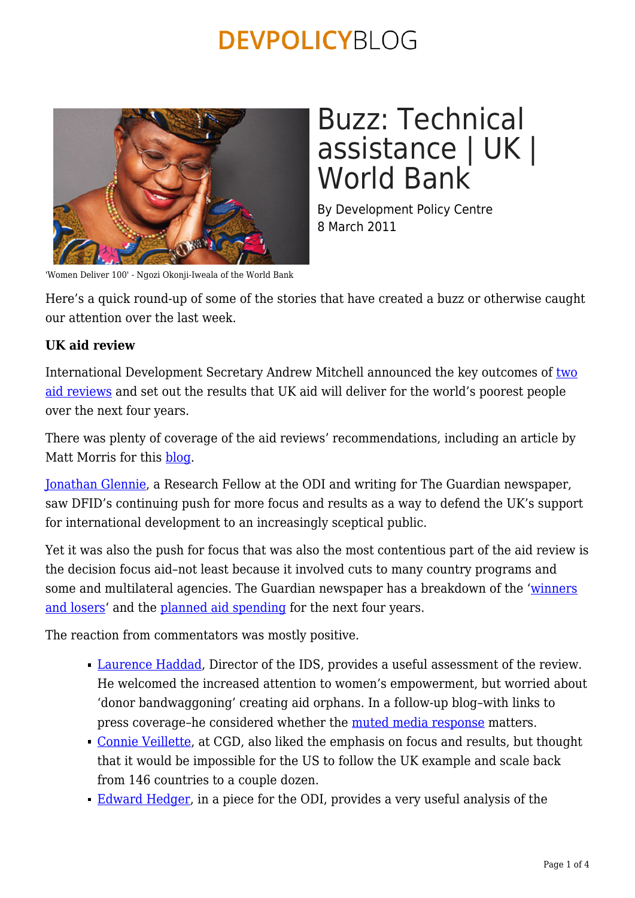# Buzz: Technical assistance | UK | World Bank

By Development Policy Centre
8 March 2011

'Women Deliver 100' - Ngozi Okonji-Iweala of the World Bank

Here's a quick round-up of some of the stories that have created a buzz or otherwise caught our attention over the last week.

**UK aid review**

International Development Secretary Andrew Mitchell announced the key outcomes of two aid reviews and set out the results that UK aid will deliver for the world's poorest people over the next four years.

There was plenty of coverage of the aid reviews' recommendations, including an article by Matt Morris for this blog.

Jonathan Glennie, a Research Fellow at the ODI and writing for The Guardian newspaper, saw DFID's continuing push for more focus and results as a way to defend the UK's support for international development to an increasingly sceptical public.

Yet it was also the push for focus that was also the most contentious part of the aid review is the decision focus aid–not least because it involved cuts to many country programs and some and multilateral agencies. The Guardian newspaper has a breakdown of the 'winners and losers' and the planned aid spending for the next four years.

The reaction from commentators was mostly positive.

- Laurence Haddad, Director of the IDS, provides a useful assessment of the review. He welcomed the increased attention to women's empowerment, but worried about 'donor bandwaggoning' creating aid orphans. In a follow-up blog–with links to press coverage–he considered whether the muted media response matters.
- Connie Veillette, at CGD, also liked the emphasis on focus and results, but thought that it would be impossible for the US to follow the UK example and scale back from 146 countries to a couple dozen.
- Edward Hedger, in a piece for the ODI, provides a very useful analysis of the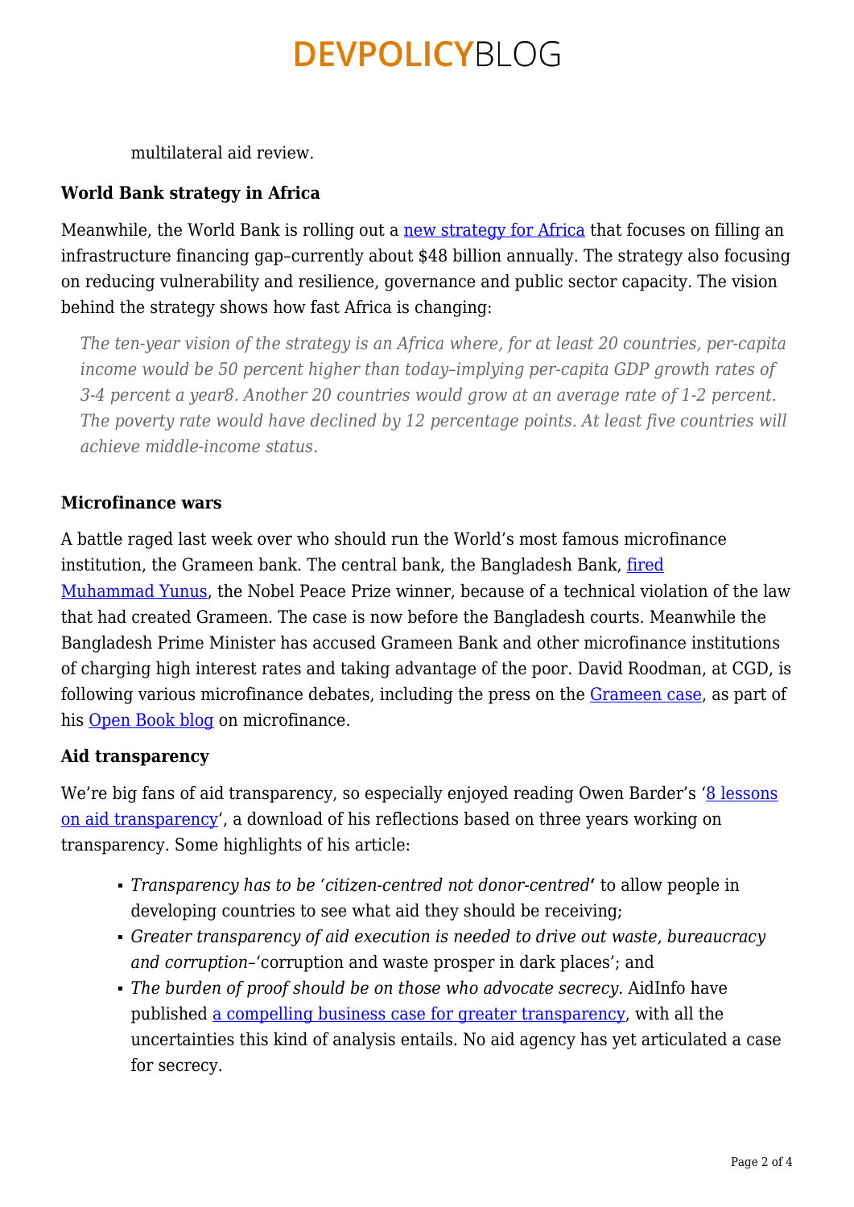multilateral aid review.

**World Bank strategy in Africa**

Meanwhile, the World Bank is rolling out a [new strategy for Africa](#) that focuses on filling an infrastructure financing gap–currently about $48 billion annually. The strategy also focusing on reducing vulnerability and resilience, governance and public sector capacity. The vision behind the strategy shows how fast Africa is changing:

> *The ten-year vision of the strategy is an Africa where, for at least 20 countries, per-capita income would be 50 percent higher than today–implying per-capita GDP growth rates of 3-4 percent a year8. Another 20 countries would grow at an average rate of 1-2 percent. The poverty rate would have declined by 12 percentage points. At least five countries will achieve middle-income status.*

**Microfinance wars**

A battle raged last week over who should run the World's most famous microfinance institution, the Grameen bank. The central bank, the Bangladesh Bank, [fired Muhammad Yunus](#), the Nobel Peace Prize winner, because of a technical violation of the law that had created Grameen. The case is now before the Bangladesh courts. Meanwhile the Bangladesh Prime Minister has accused Grameen Bank and other microfinance institutions of charging high interest rates and taking advantage of the poor. David Roodman, at CGD, is following various microfinance debates, including the press on the [Grameen case](#), as part of his [Open Book blog](#) on microfinance.

**Aid transparency**

We're big fans of aid transparency, so especially enjoyed reading Owen Barder's '[8 lessons on aid transparency](#)', a download of his reflections based on three years working on transparency. Some highlights of his article:

- *Transparency has to be 'citizen-centred not donor-centred'* to allow people in developing countries to see what aid they should be receiving;
- *Greater transparency of aid execution is needed to drive out waste, bureaucracy and corruption*–'corruption and waste prosper in dark places'; and
- *The burden of proof should be on those who advocate secrecy.* AidInfo have published [a compelling business case for greater transparency](#), with all the uncertainties this kind of analysis entails. No aid agency has yet articulated a case for secrecy.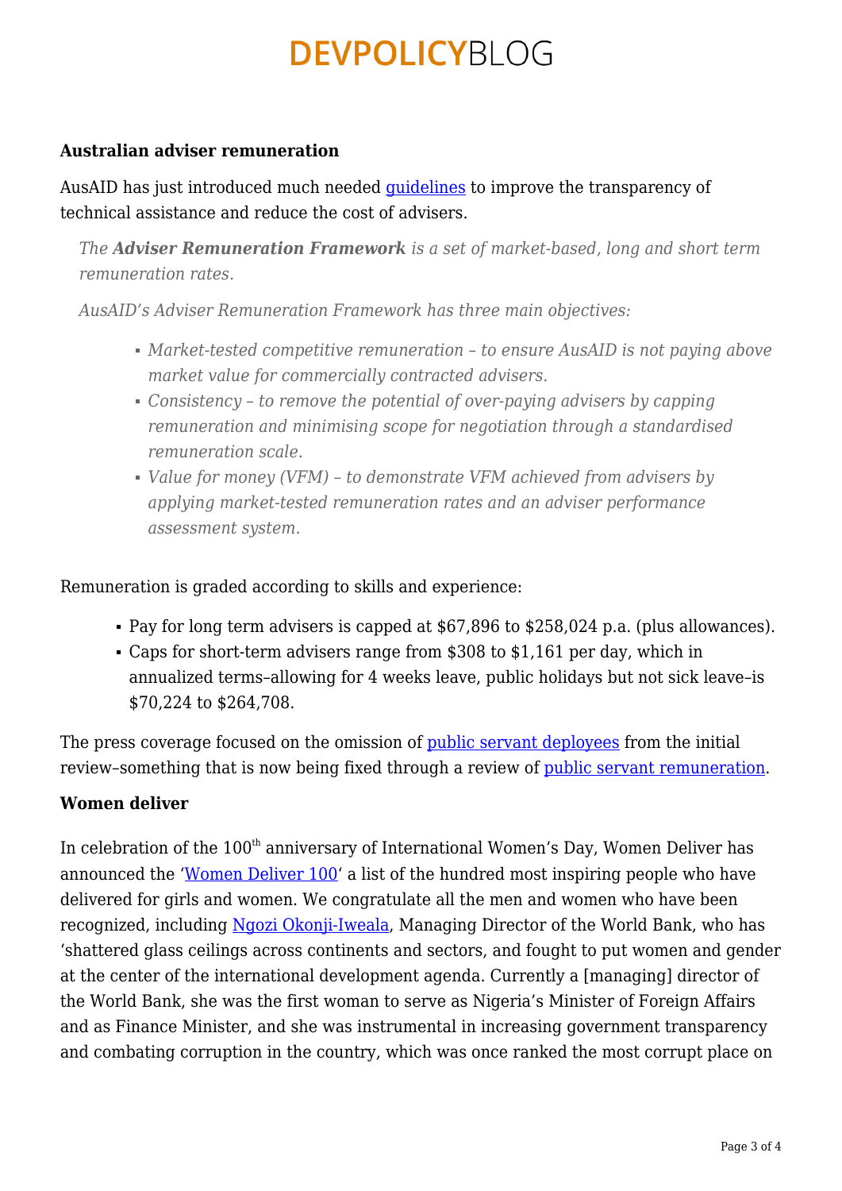**Australian adviser remuneration**

AusAID has just introduced much needed guidelines to improve the transparency of technical assistance and reduce the cost of advisers.

> *The **Adviser Remuneration Framework** is a set of market-based, long and short term remuneration rates.*
>
> *AusAID's Adviser Remuneration Framework has three main objectives:*
>
> - *Market-tested competitive remuneration – to ensure AusAID is not paying above market value for commercially contracted advisers.*
> - *Consistency – to remove the potential of over-paying advisers by capping remuneration and minimising scope for negotiation through a standardised remuneration scale.*
> - *Value for money (VFM) – to demonstrate VFM achieved from advisers by applying market-tested remuneration rates and an adviser performance assessment system.*

Remuneration is graded according to skills and experience:

- Pay for long term advisers is capped at $67,896 to $258,024 p.a. (plus allowances).
- Caps for short-term advisers range from $308 to $1,161 per day, which in annualized terms–allowing for 4 weeks leave, public holidays but not sick leave–is $70,224 to $264,708.

The press coverage focused on the omission of public servant deployees from the initial review–something that is now being fixed through a review of public servant remuneration.

**Women deliver**

In celebration of the 100th anniversary of International Women's Day, Women Deliver has announced the 'Women Deliver 100' a list of the hundred most inspiring people who have delivered for girls and women. We congratulate all the men and women who have been recognized, including Ngozi Okonji-Iweala, Managing Director of the World Bank, who has 'shattered glass ceilings across continents and sectors, and fought to put women and gender at the center of the international development agenda. Currently a [managing] director of the World Bank, she was the first woman to serve as Nigeria's Minister of Foreign Affairs and as Finance Minister, and she was instrumental in increasing government transparency and combating corruption in the country, which was once ranked the most corrupt place on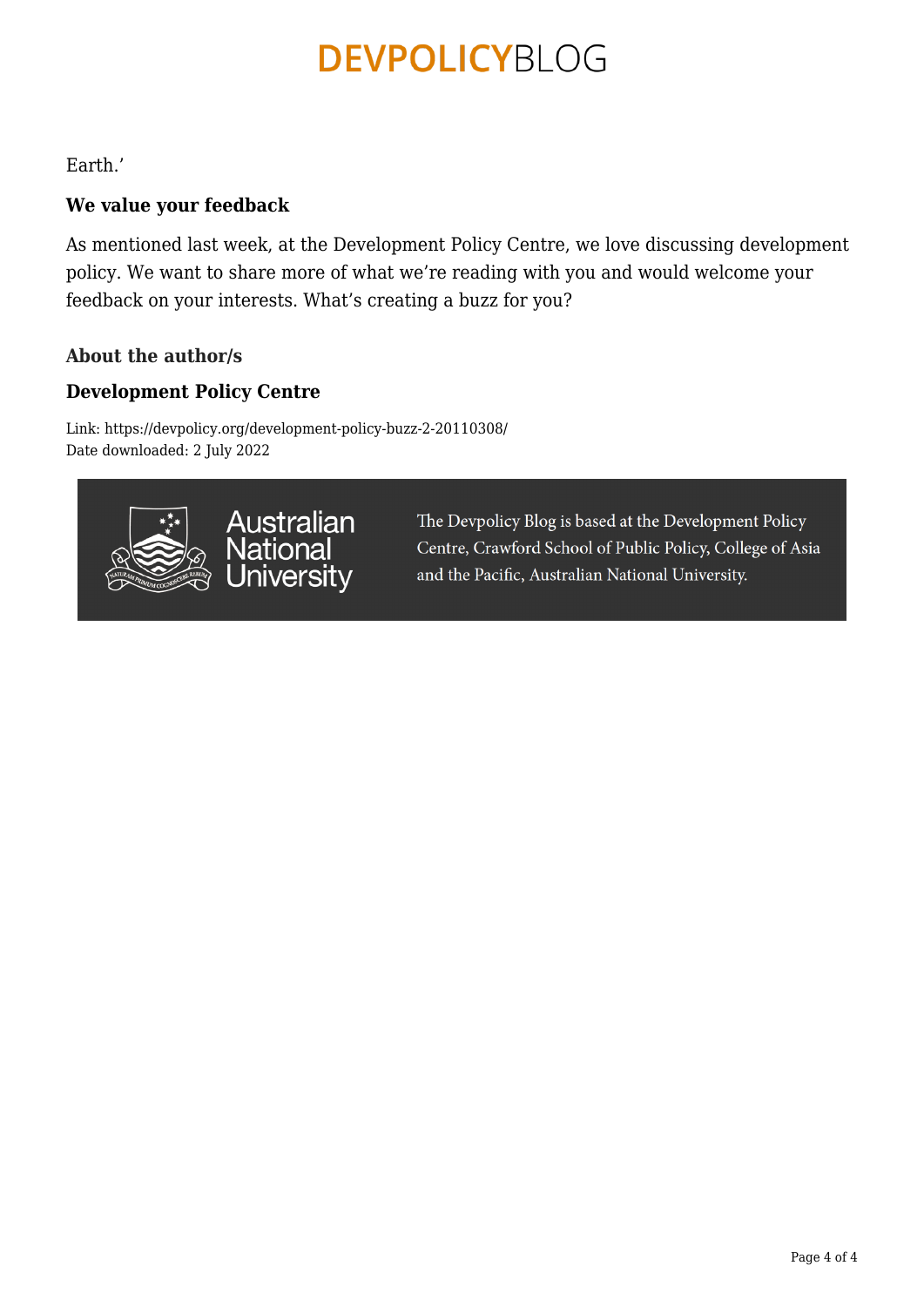Earth.'

### We value your feedback

As mentioned last week, at the Development Policy Centre, we love discussing development policy. We want to share more of what we're reading with you and would welcome your feedback on your interests. What's creating a buzz for you?

### About the author/s

### Development Policy Centre

Link: https://devpolicy.org/development-policy-buzz-2-20110308/
Date downloaded: 2 July 2022

Australian National University

The Devpolicy Blog is based at the Development Policy Centre, Crawford School of Public Policy, College of Asia and the Pacific, Australian National University.